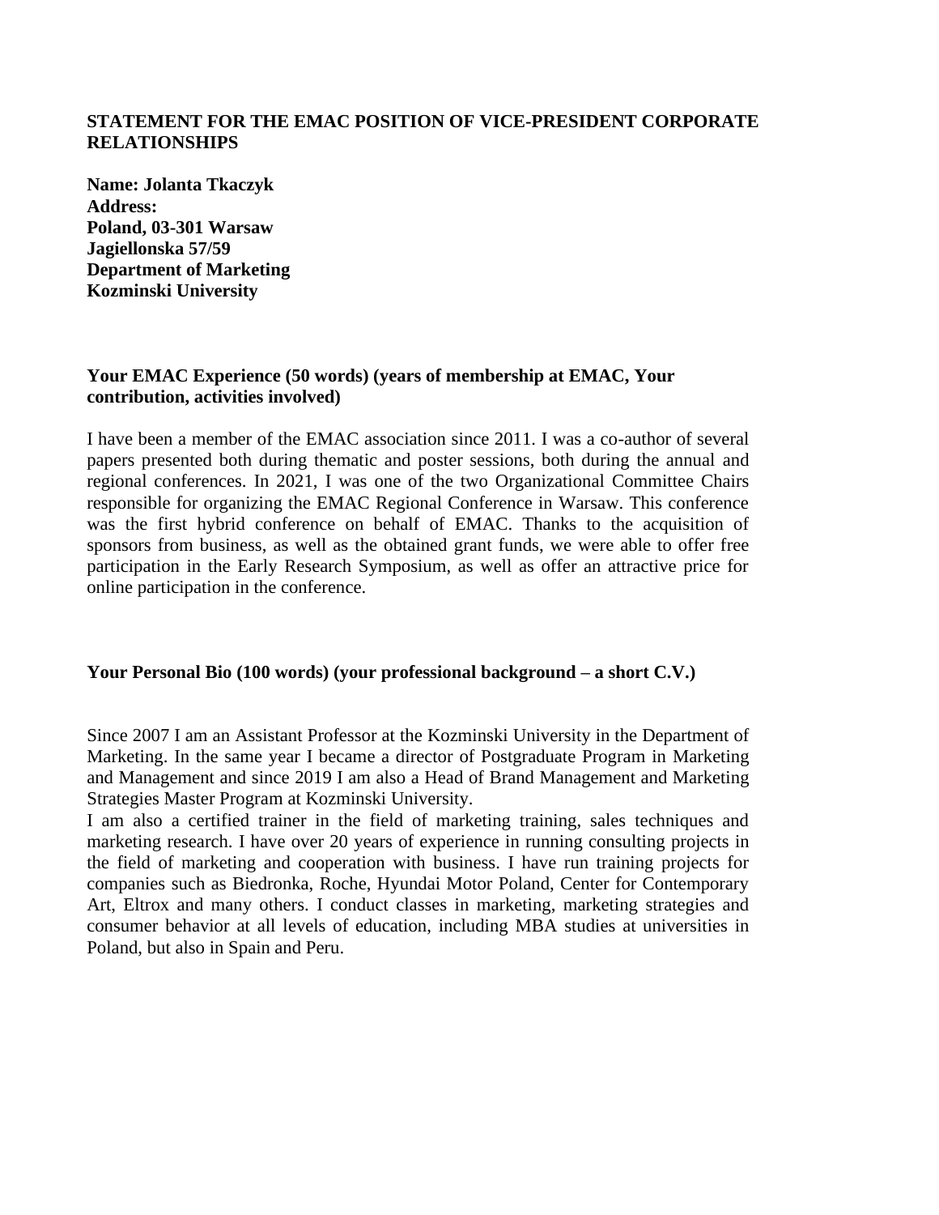**STATEMENT FOR THE EMAC POSITION OF VICE-PRESIDENT CORPORATE RELATIONSHIPS**

**Name: Jolanta Tkaczyk**
**Address:**
**Poland, 03-301 Warsaw**
**Jagiellonska 57/59**
**Department of Marketing**
**Kozminski University**

**Your EMAC Experience (50 words) (years of membership at EMAC, Your contribution, activities involved)**

I have been a member of the EMAC association since 2011. I was a co-author of several papers presented both during thematic and poster sessions, both during the annual and regional conferences. In 2021, I was one of the two Organizational Committee Chairs responsible for organizing the EMAC Regional Conference in Warsaw. This conference was the first hybrid conference on behalf of EMAC. Thanks to the acquisition of sponsors from business, as well as the obtained grant funds, we were able to offer free participation in the Early Research Symposium, as well as offer an attractive price for online participation in the conference.

**Your Personal Bio (100 words) (your professional background – a short C.V.)**

Since 2007 I am an Assistant Professor at the Kozminski University in the Department of Marketing. In the same year I became a director of Postgraduate Program in Marketing and Management and since 2019 I am also a Head of Brand Management and Marketing Strategies Master Program at Kozminski University.

I am also a certified trainer in the field of marketing training, sales techniques and marketing research. I have over 20 years of experience in running consulting projects in the field of marketing and cooperation with business. I have run training projects for companies such as Biedronka, Roche, Hyundai Motor Poland, Center for Contemporary Art, Eltrox and many others. I conduct classes in marketing, marketing strategies and consumer behavior at all levels of education, including MBA studies at universities in Poland, but also in Spain and Peru.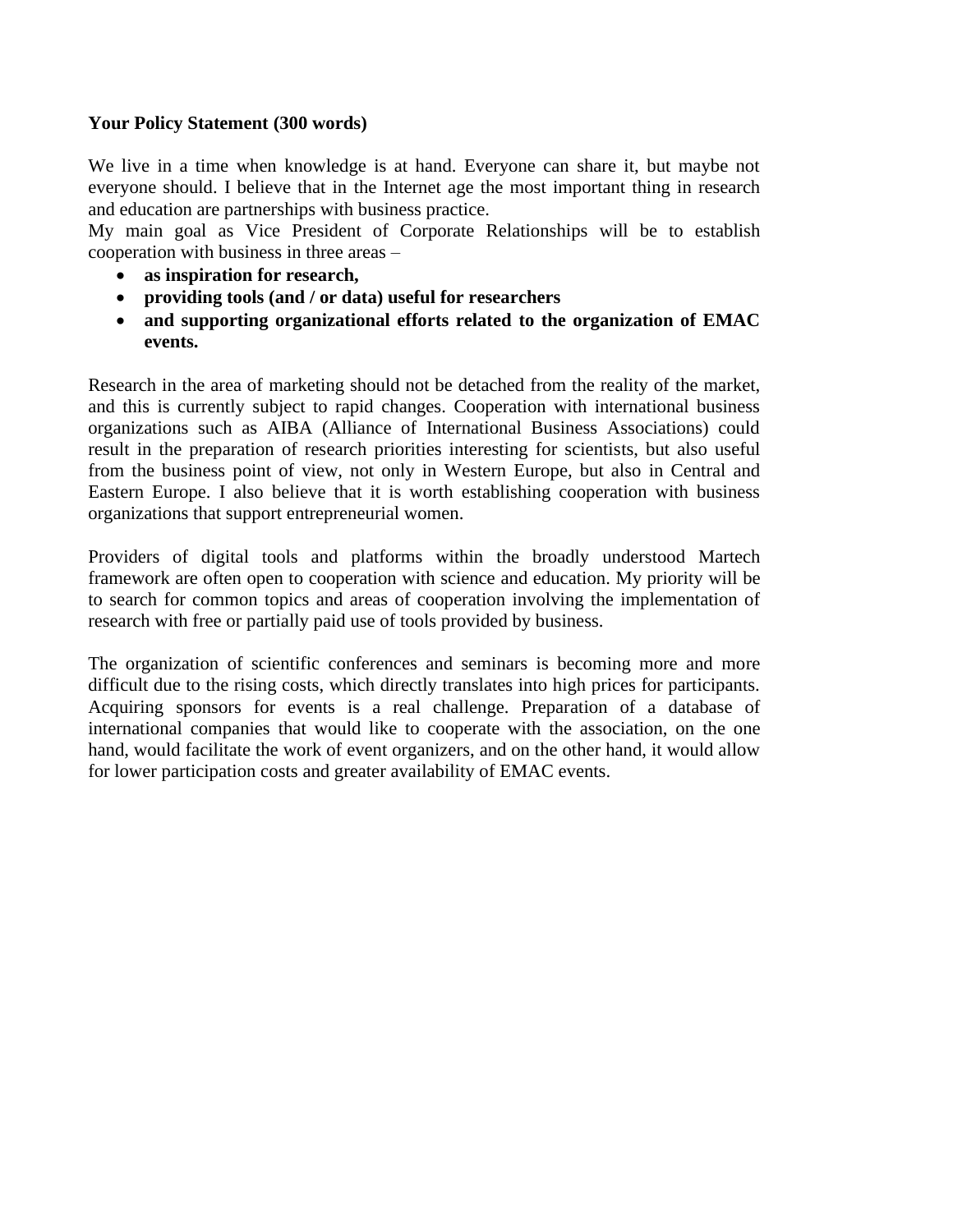**Your Policy Statement (300 words)**

We live in a time when knowledge is at hand. Everyone can share it, but maybe not everyone should. I believe that in the Internet age the most important thing in research and education are partnerships with business practice.
My main goal as Vice President of Corporate Relationships will be to establish cooperation with business in three areas –

- **as inspiration for research,**
- **providing tools (and / or data) useful for researchers**
- **and supporting organizational efforts related to the organization of EMAC events.**

Research in the area of marketing should not be detached from the reality of the market, and this is currently subject to rapid changes. Cooperation with international business organizations such as AIBA (Alliance of International Business Associations) could result in the preparation of research priorities interesting for scientists, but also useful from the business point of view, not only in Western Europe, but also in Central and Eastern Europe. I also believe that it is worth establishing cooperation with business organizations that support entrepreneurial women.

Providers of digital tools and platforms within the broadly understood Martech framework are often open to cooperation with science and education. My priority will be to search for common topics and areas of cooperation involving the implementation of research with free or partially paid use of tools provided by business.

The organization of scientific conferences and seminars is becoming more and more difficult due to the rising costs, which directly translates into high prices for participants. Acquiring sponsors for events is a real challenge. Preparation of a database of international companies that would like to cooperate with the association, on the one hand, would facilitate the work of event organizers, and on the other hand, it would allow for lower participation costs and greater availability of EMAC events.